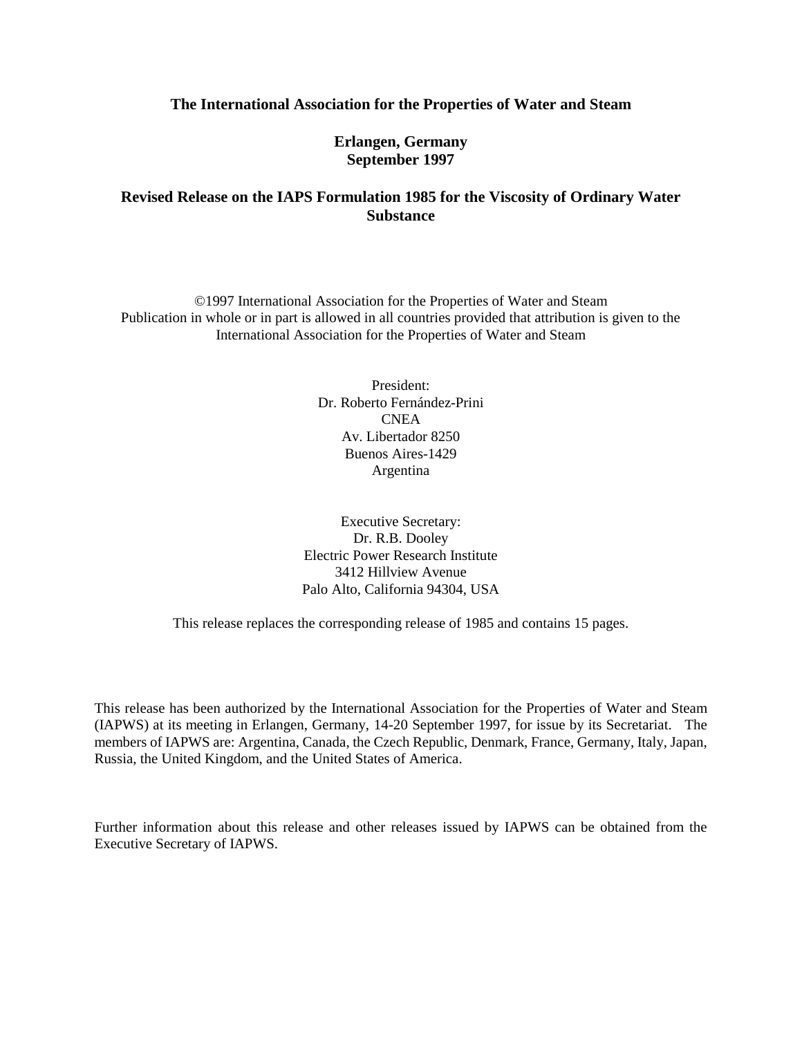**The International Association for the Properties of Water and Steam**

**Erlangen, Germany**
**September 1997**

# Revised Release on the IAPS Formulation 1985 for the Viscosity of Ordinary Water Substance

©1997 International Association for the Properties of Water and Steam
Publication in whole or in part is allowed in all countries provided that attribution is given to the International Association for the Properties of Water and Steam

President:
Dr. Roberto Fernández-Prini
CNEA
Av. Libertador 8250
Buenos Aires-1429
Argentina

Executive Secretary:
Dr. R.B. Dooley
Electric Power Research Institute
3412 Hillview Avenue
Palo Alto, California 94304, USA

This release replaces the corresponding release of 1985 and contains 15 pages.

This release has been authorized by the International Association for the Properties of Water and Steam (IAPWS) at its meeting in Erlangen, Germany, 14-20 September 1997, for issue by its Secretariat. The members of IAPWS are: Argentina, Canada, the Czech Republic, Denmark, France, Germany, Italy, Japan, Russia, the United Kingdom, and the United States of America.

Further information about this release and other releases issued by IAPWS can be obtained from the Executive Secretary of IAPWS.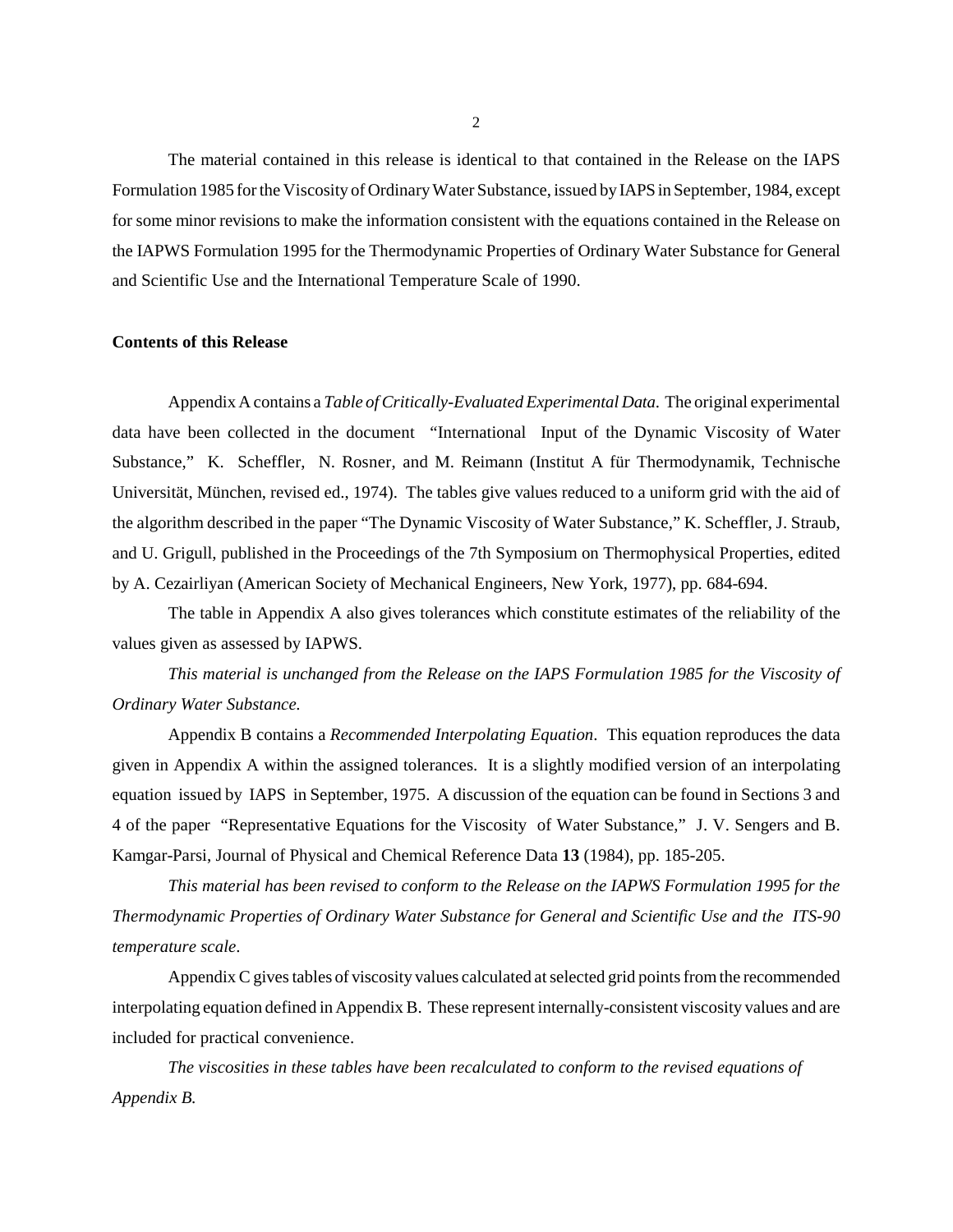The material contained in this release is identical to that contained in the Release on the IAPS Formulation 1985 for the Viscosity of Ordinary Water Substance, issued by IAPS in September, 1984, except for some minor revisions to make the information consistent with the equations contained in the Release on the IAPWS Formulation 1995 for the Thermodynamic Properties of Ordinary Water Substance for General and Scientific Use and the International Temperature Scale of 1990.

**Contents of this Release**

Appendix A contains a *Table of Critically-Evaluated Experimental Data.* The original experimental data have been collected in the document "International Input of the Dynamic Viscosity of Water Substance," K. Scheffler, N. Rosner, and M. Reimann (Institut A für Thermodynamik, Technische Universität, München, revised ed., 1974). The tables give values reduced to a uniform grid with the aid of the algorithm described in the paper "The Dynamic Viscosity of Water Substance," K. Scheffler, J. Straub, and U. Grigull, published in the Proceedings of the 7th Symposium on Thermophysical Properties, edited by A. Cezairliyan (American Society of Mechanical Engineers, New York, 1977), pp. 684-694.

The table in Appendix A also gives tolerances which constitute estimates of the reliability of the values given as assessed by IAPWS.

*This material is unchanged from the Release on the IAPS Formulation 1985 for the Viscosity of Ordinary Water Substance.*

Appendix B contains a *Recommended Interpolating Equation*. This equation reproduces the data given in Appendix A within the assigned tolerances. It is a slightly modified version of an interpolating equation issued by IAPS in September, 1975. A discussion of the equation can be found in Sections 3 and 4 of the paper "Representative Equations for the Viscosity of Water Substance," J. V. Sengers and B. Kamgar-Parsi, Journal of Physical and Chemical Reference Data **13** (1984), pp. 185-205.

*This material has been revised to conform to the Release on the IAPWS Formulation 1995 for the Thermodynamic Properties of Ordinary Water Substance for General and Scientific Use and the ITS-90 temperature scale.*

Appendix C gives tables of viscosity values calculated at selected grid points from the recommended interpolating equation defined in Appendix B. These represent internally-consistent viscosity values and are included for practical convenience.

*The viscosities in these tables have been recalculated to conform to the revised equations of Appendix B.*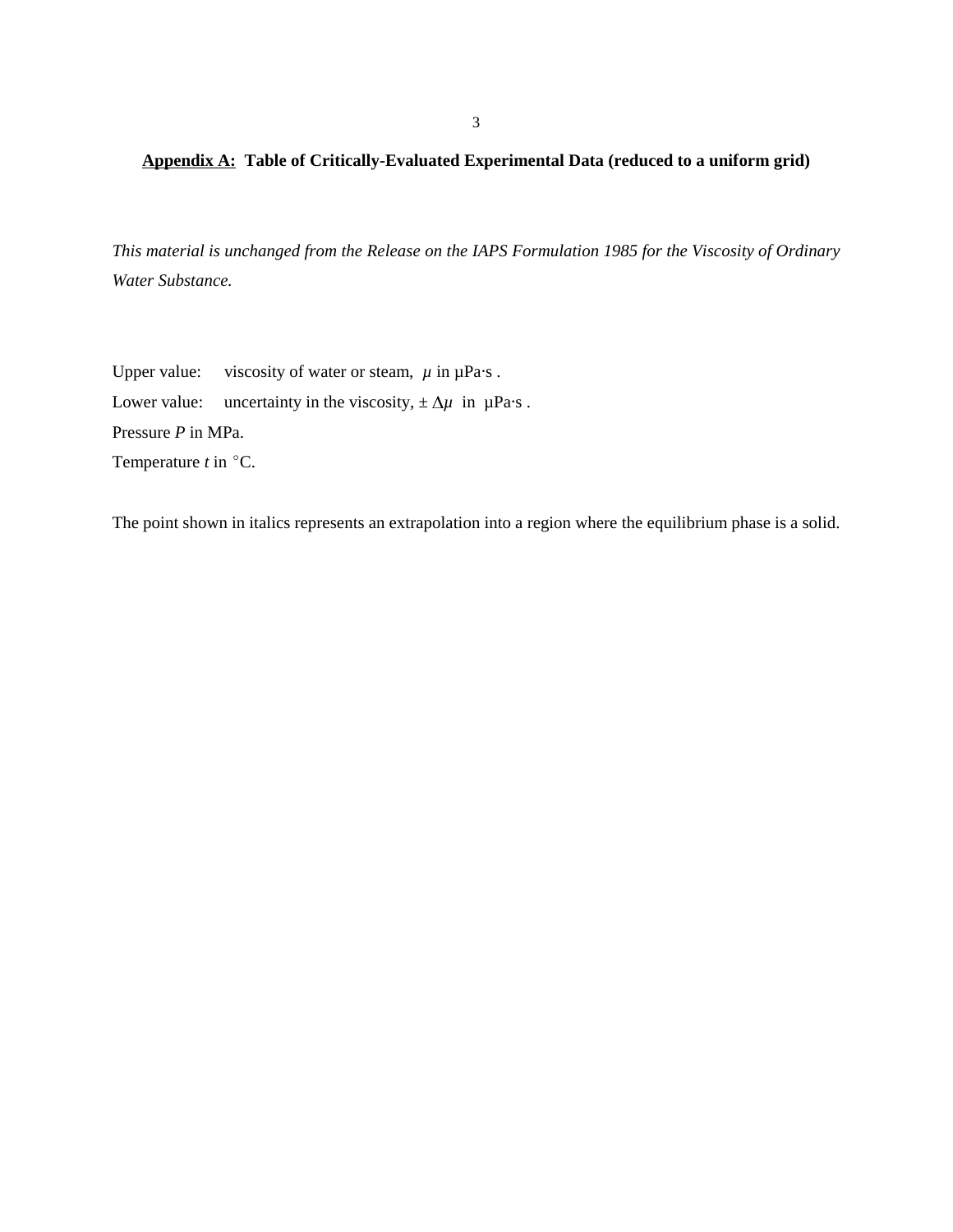## Appendix A: Table of Critically-Evaluated Experimental Data (reduced to a uniform grid)

*This material is unchanged from the Release on the IAPS Formulation 1985 for the Viscosity of Ordinary Water Substance.*

Upper value: viscosity of water or steam, $\mu$ in μPa·s .

Lower value: uncertainty in the viscosity, $\pm \Delta\mu$ in μPa·s .

Pressure $P$ in MPa.

Temperature $t$ in °C.

The point shown in italics represents an extrapolation into a region where the equilibrium phase is a solid.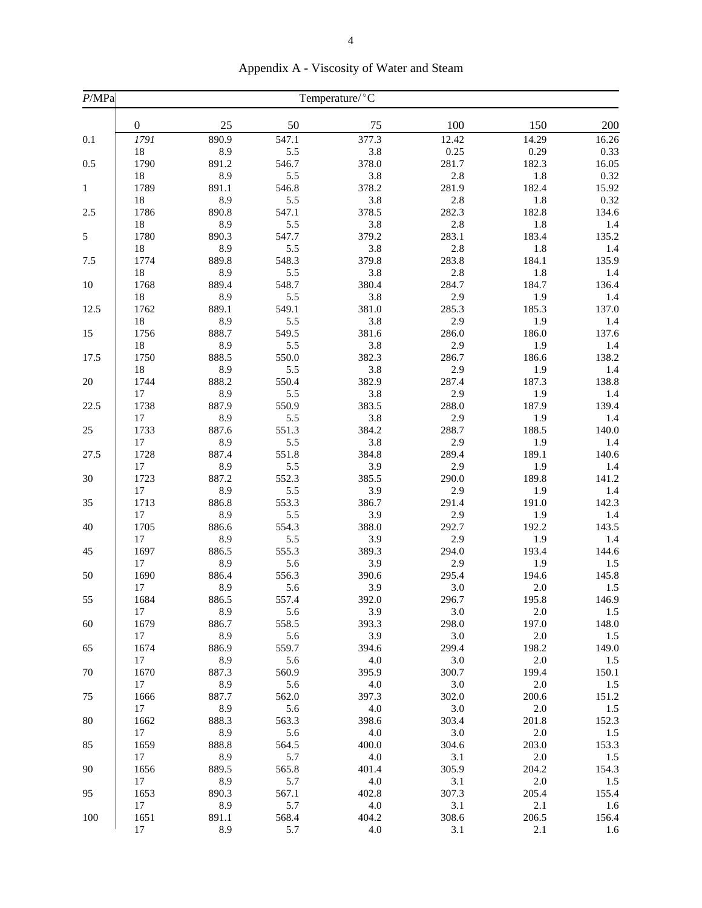# Appendix A - Viscosity of Water and Steam

| *P*/MPa | Temperature/°C | | | | | | |
|---|---|---|---|---|---|---|---|
| | 0 | 25 | 50 | 75 | 100 | 150 | 200 |
| 0.1 | *1791* | 890.9 | 547.1 | 377.3 | 12.42 | 14.29 | 16.26 |
| | 18 | 8.9 | 5.5 | 3.8 | 0.25 | 0.29 | 0.33 |
| 0.5 | 1790 | 891.2 | 546.7 | 378.0 | 281.7 | 182.3 | 16.05 |
| | 18 | 8.9 | 5.5 | 3.8 | 2.8 | 1.8 | 0.32 |
| 1 | 1789 | 891.1 | 546.8 | 378.2 | 281.9 | 182.4 | 15.92 |
| | 18 | 8.9 | 5.5 | 3.8 | 2.8 | 1.8 | 0.32 |
| 2.5 | 1786 | 890.8 | 547.1 | 378.5 | 282.3 | 182.8 | 134.6 |
| | 18 | 8.9 | 5.5 | 3.8 | 2.8 | 1.8 | 1.4 |
| 5 | 1780 | 890.3 | 547.7 | 379.2 | 283.1 | 183.4 | 135.2 |
| | 18 | 8.9 | 5.5 | 3.8 | 2.8 | 1.8 | 1.4 |
| 7.5 | 1774 | 889.8 | 548.3 | 379.8 | 283.8 | 184.1 | 135.9 |
| | 18 | 8.9 | 5.5 | 3.8 | 2.8 | 1.8 | 1.4 |
| 10 | 1768 | 889.4 | 548.7 | 380.4 | 284.7 | 184.7 | 136.4 |
| | 18 | 8.9 | 5.5 | 3.8 | 2.9 | 1.9 | 1.4 |
| 12.5 | 1762 | 889.1 | 549.1 | 381.0 | 285.3 | 185.3 | 137.0 |
| | 18 | 8.9 | 5.5 | 3.8 | 2.9 | 1.9 | 1.4 |
| 15 | 1756 | 888.7 | 549.5 | 381.6 | 286.0 | 186.0 | 137.6 |
| | 18 | 8.9 | 5.5 | 3.8 | 2.9 | 1.9 | 1.4 |
| 17.5 | 1750 | 888.5 | 550.0 | 382.3 | 286.7 | 186.6 | 138.2 |
| | 18 | 8.9 | 5.5 | 3.8 | 2.9 | 1.9 | 1.4 |
| 20 | 1744 | 888.2 | 550.4 | 382.9 | 287.4 | 187.3 | 138.8 |
| | 17 | 8.9 | 5.5 | 3.8 | 2.9 | 1.9 | 1.4 |
| 22.5 | 1738 | 887.9 | 550.9 | 383.5 | 288.0 | 187.9 | 139.4 |
| | 17 | 8.9 | 5.5 | 3.8 | 2.9 | 1.9 | 1.4 |
| 25 | 1733 | 887.6 | 551.3 | 384.2 | 288.7 | 188.5 | 140.0 |
| | 17 | 8.9 | 5.5 | 3.8 | 2.9 | 1.9 | 1.4 |
| 27.5 | 1728 | 887.4 | 551.8 | 384.8 | 289.4 | 189.1 | 140.6 |
| | 17 | 8.9 | 5.5 | 3.9 | 2.9 | 1.9 | 1.4 |
| 30 | 1723 | 887.2 | 552.3 | 385.5 | 290.0 | 189.8 | 141.2 |
| | 17 | 8.9 | 5.5 | 3.9 | 2.9 | 1.9 | 1.4 |
| 35 | 1713 | 886.8 | 553.3 | 386.7 | 291.4 | 191.0 | 142.3 |
| | 17 | 8.9 | 5.5 | 3.9 | 2.9 | 1.9 | 1.4 |
| 40 | 1705 | 886.6 | 554.3 | 388.0 | 292.7 | 192.2 | 143.5 |
| | 17 | 8.9 | 5.5 | 3.9 | 2.9 | 1.9 | 1.4 |
| 45 | 1697 | 886.5 | 555.3 | 389.3 | 294.0 | 193.4 | 144.6 |
| | 17 | 8.9 | 5.6 | 3.9 | 2.9 | 1.9 | 1.5 |
| 50 | 1690 | 886.4 | 556.3 | 390.6 | 295.4 | 194.6 | 145.8 |
| | 17 | 8.9 | 5.6 | 3.9 | 3.0 | 2.0 | 1.5 |
| 55 | 1684 | 886.5 | 557.4 | 392.0 | 296.7 | 195.8 | 146.9 |
| | 17 | 8.9 | 5.6 | 3.9 | 3.0 | 2.0 | 1.5 |
| 60 | 1679 | 886.7 | 558.5 | 393.3 | 298.0 | 197.0 | 148.0 |
| | 17 | 8.9 | 5.6 | 3.9 | 3.0 | 2.0 | 1.5 |
| 65 | 1674 | 886.9 | 559.7 | 394.6 | 299.4 | 198.2 | 149.0 |
| | 17 | 8.9 | 5.6 | 4.0 | 3.0 | 2.0 | 1.5 |
| 70 | 1670 | 887.3 | 560.9 | 395.9 | 300.7 | 199.4 | 150.1 |
| | 17 | 8.9 | 5.6 | 4.0 | 3.0 | 2.0 | 1.5 |
| 75 | 1666 | 887.7 | 562.0 | 397.3 | 302.0 | 200.6 | 151.2 |
| | 17 | 8.9 | 5.6 | 4.0 | 3.0 | 2.0 | 1.5 |
| 80 | 1662 | 888.3 | 563.3 | 398.6 | 303.4 | 201.8 | 152.3 |
| | 17 | 8.9 | 5.6 | 4.0 | 3.0 | 2.0 | 1.5 |
| 85 | 1659 | 888.8 | 564.5 | 400.0 | 304.6 | 203.0 | 153.3 |
| | 17 | 8.9 | 5.7 | 4.0 | 3.1 | 2.0 | 1.5 |
| 90 | 1656 | 889.5 | 565.8 | 401.4 | 305.9 | 204.2 | 154.3 |
| | 17 | 8.9 | 5.7 | 4.0 | 3.1 | 2.0 | 1.5 |
| 95 | 1653 | 890.3 | 567.1 | 402.8 | 307.3 | 205.4 | 155.4 |
| | 17 | 8.9 | 5.7 | 4.0 | 3.1 | 2.1 | 1.6 |
| 100 | 1651 | 891.1 | 568.4 | 404.2 | 308.6 | 206.5 | 156.4 |
| | 17 | 8.9 | 5.7 | 4.0 | 3.1 | 2.1 | 1.6 |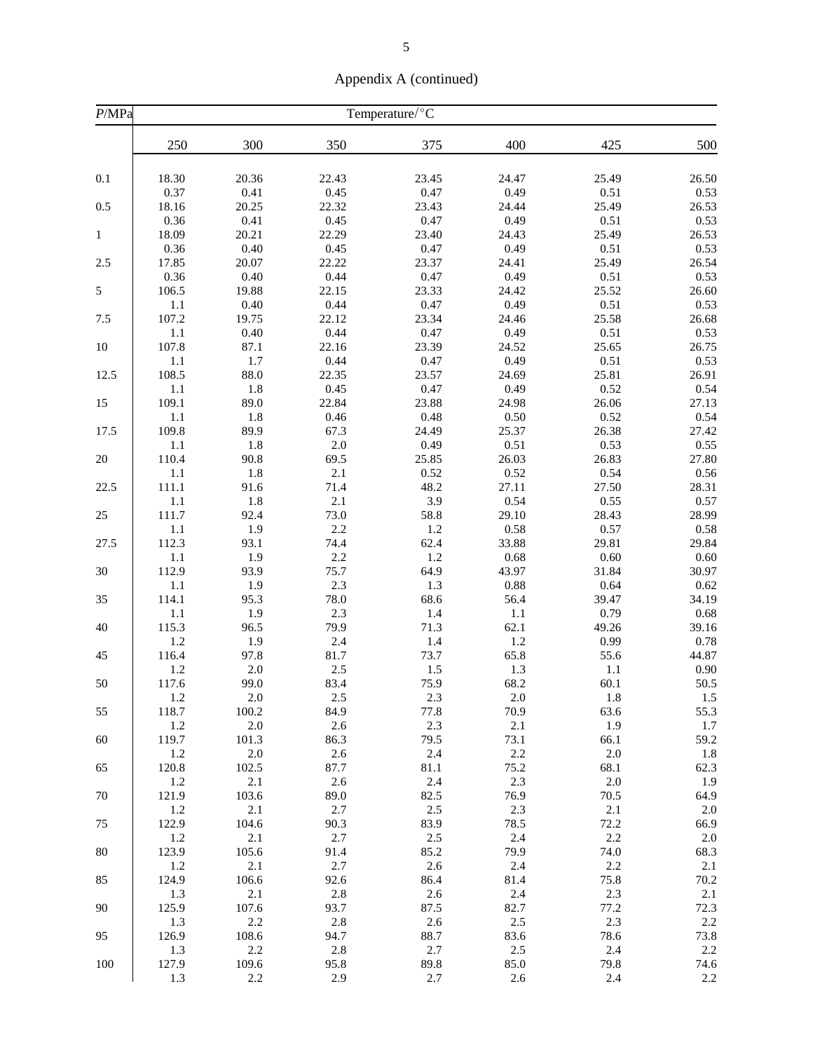## Appendix A (continued)

| $P$/MPa | Temperature/°C | | | | | | |
|---|---|---|---|---|---|---|---|
| | 250 | 300 | 350 | 375 | 400 | 425 | 500 |
| 0.1 | 18.30 | 20.36 | 22.43 | 23.45 | 24.47 | 25.49 | 26.50 |
| | 0.37 | 0.41 | 0.45 | 0.47 | 0.49 | 0.51 | 0.53 |
| 0.5 | 18.16 | 20.25 | 22.32 | 23.43 | 24.44 | 25.49 | 26.53 |
| | 0.36 | 0.41 | 0.45 | 0.47 | 0.49 | 0.51 | 0.53 |
| 1 | 18.09 | 20.21 | 22.29 | 23.40 | 24.43 | 25.49 | 26.53 |
| | 0.36 | 0.40 | 0.45 | 0.47 | 0.49 | 0.51 | 0.53 |
| 2.5 | 17.85 | 20.07 | 22.22 | 23.37 | 24.41 | 25.49 | 26.54 |
| | 0.36 | 0.40 | 0.44 | 0.47 | 0.49 | 0.51 | 0.53 |
| 5 | 106.5 | 19.88 | 22.15 | 23.33 | 24.42 | 25.52 | 26.60 |
| | 1.1 | 0.40 | 0.44 | 0.47 | 0.49 | 0.51 | 0.53 |
| 7.5 | 107.2 | 19.75 | 22.12 | 23.34 | 24.46 | 25.58 | 26.68 |
| | 1.1 | 0.40 | 0.44 | 0.47 | 0.49 | 0.51 | 0.53 |
| 10 | 107.8 | 87.1 | 22.16 | 23.39 | 24.52 | 25.65 | 26.75 |
| | 1.1 | 1.7 | 0.44 | 0.47 | 0.49 | 0.51 | 0.53 |
| 12.5 | 108.5 | 88.0 | 22.35 | 23.57 | 24.69 | 25.81 | 26.91 |
| | 1.1 | 1.8 | 0.45 | 0.47 | 0.49 | 0.52 | 0.54 |
| 15 | 109.1 | 89.0 | 22.84 | 23.88 | 24.98 | 26.06 | 27.13 |
| | 1.1 | 1.8 | 0.46 | 0.48 | 0.50 | 0.52 | 0.54 |
| 17.5 | 109.8 | 89.9 | 67.3 | 24.49 | 25.37 | 26.38 | 27.42 |
| | 1.1 | 1.8 | 2.0 | 0.49 | 0.51 | 0.53 | 0.55 |
| 20 | 110.4 | 90.8 | 69.5 | 25.85 | 26.03 | 26.83 | 27.80 |
| | 1.1 | 1.8 | 2.1 | 0.52 | 0.52 | 0.54 | 0.56 |
| 22.5 | 111.1 | 91.6 | 71.4 | 48.2 | 27.11 | 27.50 | 28.31 |
| | 1.1 | 1.8 | 2.1 | 3.9 | 0.54 | 0.55 | 0.57 |
| 25 | 111.7 | 92.4 | 73.0 | 58.8 | 29.10 | 28.43 | 28.99 |
| | 1.1 | 1.9 | 2.2 | 1.2 | 0.58 | 0.57 | 0.58 |
| 27.5 | 112.3 | 93.1 | 74.4 | 62.4 | 33.88 | 29.81 | 29.84 |
| | 1.1 | 1.9 | 2.2 | 1.2 | 0.68 | 0.60 | 0.60 |
| 30 | 112.9 | 93.9 | 75.7 | 64.9 | 43.97 | 31.84 | 30.97 |
| | 1.1 | 1.9 | 2.3 | 1.3 | 0.88 | 0.64 | 0.62 |
| 35 | 114.1 | 95.3 | 78.0 | 68.6 | 56.4 | 39.47 | 34.19 |
| | 1.1 | 1.9 | 2.3 | 1.4 | 1.1 | 0.79 | 0.68 |
| 40 | 115.3 | 96.5 | 79.9 | 71.3 | 62.1 | 49.26 | 39.16 |
| | 1.2 | 1.9 | 2.4 | 1.4 | 1.2 | 0.99 | 0.78 |
| 45 | 116.4 | 97.8 | 81.7 | 73.7 | 65.8 | 55.6 | 44.87 |
| | 1.2 | 2.0 | 2.5 | 1.5 | 1.3 | 1.1 | 0.90 |
| 50 | 117.6 | 99.0 | 83.4 | 75.9 | 68.2 | 60.1 | 50.5 |
| | 1.2 | 2.0 | 2.5 | 2.3 | 2.0 | 1.8 | 1.5 |
| 55 | 118.7 | 100.2 | 84.9 | 77.8 | 70.9 | 63.6 | 55.3 |
| | 1.2 | 2.0 | 2.6 | 2.3 | 2.1 | 1.9 | 1.7 |
| 60 | 119.7 | 101.3 | 86.3 | 79.5 | 73.1 | 66.1 | 59.2 |
| | 1.2 | 2.0 | 2.6 | 2.4 | 2.2 | 2.0 | 1.8 |
| 65 | 120.8 | 102.5 | 87.7 | 81.1 | 75.2 | 68.1 | 62.3 |
| | 1.2 | 2.1 | 2.6 | 2.4 | 2.3 | 2.0 | 1.9 |
| 70 | 121.9 | 103.6 | 89.0 | 82.5 | 76.9 | 70.5 | 64.9 |
| | 1.2 | 2.1 | 2.7 | 2.5 | 2.3 | 2.1 | 2.0 |
| 75 | 122.9 | 104.6 | 90.3 | 83.9 | 78.5 | 72.2 | 66.9 |
| | 1.2 | 2.1 | 2.7 | 2.5 | 2.4 | 2.2 | 2.0 |
| 80 | 123.9 | 105.6 | 91.4 | 85.2 | 79.9 | 74.0 | 68.3 |
| | 1.2 | 2.1 | 2.7 | 2.6 | 2.4 | 2.2 | 2.1 |
| 85 | 124.9 | 106.6 | 92.6 | 86.4 | 81.4 | 75.8 | 70.2 |
| | 1.3 | 2.1 | 2.8 | 2.6 | 2.4 | 2.3 | 2.1 |
| 90 | 125.9 | 107.6 | 93.7 | 87.5 | 82.7 | 77.2 | 72.3 |
| | 1.3 | 2.2 | 2.8 | 2.6 | 2.5 | 2.3 | 2.2 |
| 95 | 126.9 | 108.6 | 94.7 | 88.7 | 83.6 | 78.6 | 73.8 |
| | 1.3 | 2.2 | 2.8 | 2.7 | 2.5 | 2.4 | 2.2 |
| 100 | 127.9 | 109.6 | 95.8 | 89.8 | 85.0 | 79.8 | 74.6 |
| | 1.3 | 2.2 | 2.9 | 2.7 | 2.6 | 2.4 | 2.2 |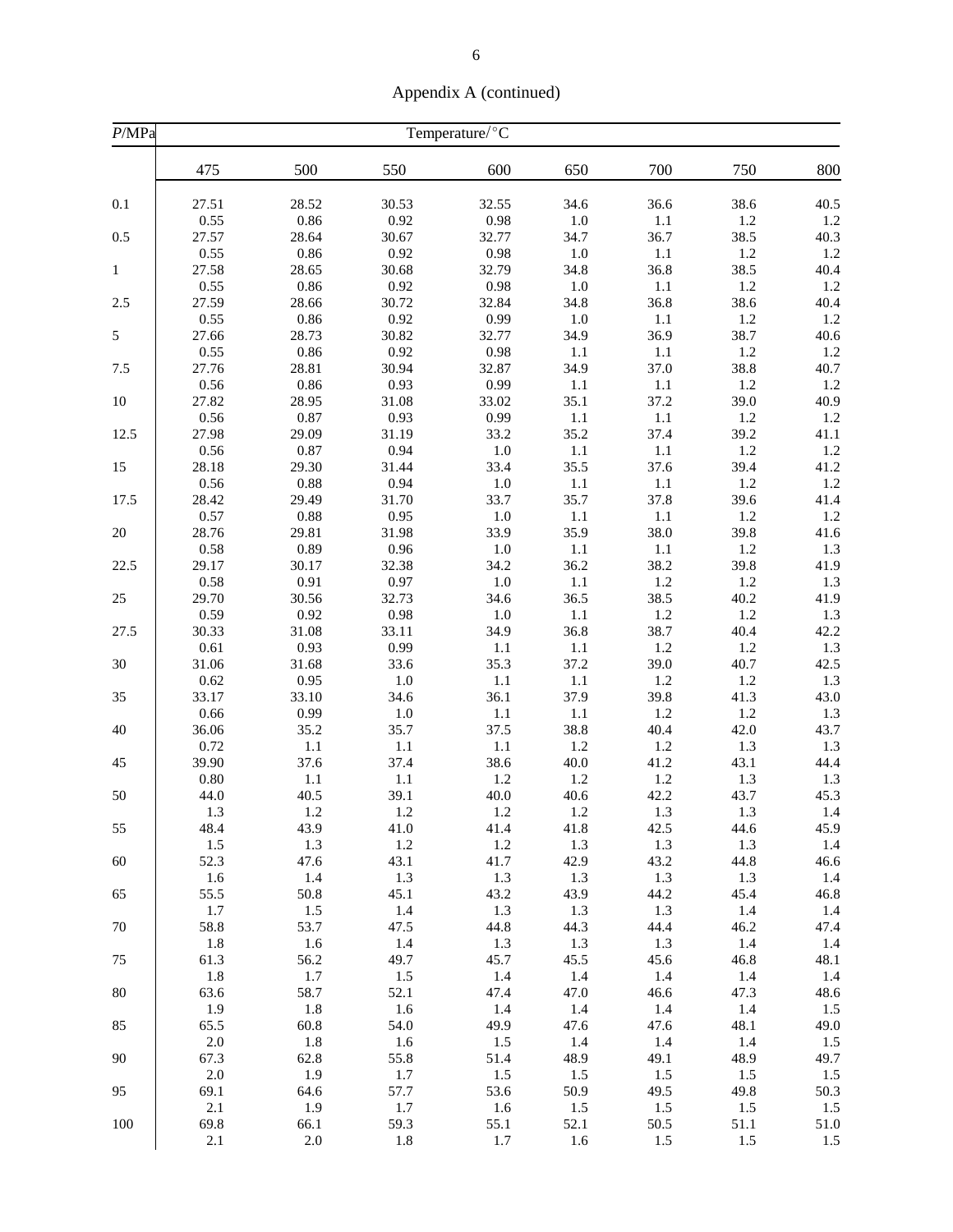Appendix A (continued)

| *P*/MPa | Temperature/°C | | | | | | | |
|---|---|---|---|---|---|---|---|---|
| | 475 | 500 | 550 | 600 | 650 | 700 | 750 | 800 |
| 0.1 | 27.51 | 28.52 | 30.53 | 32.55 | 34.6 | 36.6 | 38.6 | 40.5 |
| | 0.55 | 0.86 | 0.92 | 0.98 | 1.0 | 1.1 | 1.2 | 1.2 |
| 0.5 | 27.57 | 28.64 | 30.67 | 32.77 | 34.7 | 36.7 | 38.5 | 40.3 |
| | 0.55 | 0.86 | 0.92 | 0.98 | 1.0 | 1.1 | 1.2 | 1.2 |
| 1 | 27.58 | 28.65 | 30.68 | 32.79 | 34.8 | 36.8 | 38.5 | 40.4 |
| | 0.55 | 0.86 | 0.92 | 0.98 | 1.0 | 1.1 | 1.2 | 1.2 |
| 2.5 | 27.59 | 28.66 | 30.72 | 32.84 | 34.8 | 36.8 | 38.6 | 40.4 |
| | 0.55 | 0.86 | 0.92 | 0.99 | 1.0 | 1.1 | 1.2 | 1.2 |
| 5 | 27.66 | 28.73 | 30.82 | 32.77 | 34.9 | 36.9 | 38.7 | 40.6 |
| | 0.55 | 0.86 | 0.92 | 0.98 | 1.1 | 1.1 | 1.2 | 1.2 |
| 7.5 | 27.76 | 28.81 | 30.94 | 32.87 | 34.9 | 37.0 | 38.8 | 40.7 |
| | 0.56 | 0.86 | 0.93 | 0.99 | 1.1 | 1.1 | 1.2 | 1.2 |
| 10 | 27.82 | 28.95 | 31.08 | 33.02 | 35.1 | 37.2 | 39.0 | 40.9 |
| | 0.56 | 0.87 | 0.93 | 0.99 | 1.1 | 1.1 | 1.2 | 1.2 |
| 12.5 | 27.98 | 29.09 | 31.19 | 33.2 | 35.2 | 37.4 | 39.2 | 41.1 |
| | 0.56 | 0.87 | 0.94 | 1.0 | 1.1 | 1.1 | 1.2 | 1.2 |
| 15 | 28.18 | 29.30 | 31.44 | 33.4 | 35.5 | 37.6 | 39.4 | 41.2 |
| | 0.56 | 0.88 | 0.94 | 1.0 | 1.1 | 1.1 | 1.2 | 1.2 |
| 17.5 | 28.42 | 29.49 | 31.70 | 33.7 | 35.7 | 37.8 | 39.6 | 41.4 |
| | 0.57 | 0.88 | 0.95 | 1.0 | 1.1 | 1.1 | 1.2 | 1.2 |
| 20 | 28.76 | 29.81 | 31.98 | 33.9 | 35.9 | 38.0 | 39.8 | 41.6 |
| | 0.58 | 0.89 | 0.96 | 1.0 | 1.1 | 1.1 | 1.2 | 1.3 |
| 22.5 | 29.17 | 30.17 | 32.38 | 34.2 | 36.2 | 38.2 | 39.8 | 41.9 |
| | 0.58 | 0.91 | 0.97 | 1.0 | 1.1 | 1.2 | 1.2 | 1.3 |
| 25 | 29.70 | 30.56 | 32.73 | 34.6 | 36.5 | 38.5 | 40.2 | 41.9 |
| | 0.59 | 0.92 | 0.98 | 1.0 | 1.1 | 1.2 | 1.2 | 1.3 |
| 27.5 | 30.33 | 31.08 | 33.11 | 34.9 | 36.8 | 38.7 | 40.4 | 42.2 |
| | 0.61 | 0.93 | 0.99 | 1.1 | 1.1 | 1.2 | 1.2 | 1.3 |
| 30 | 31.06 | 31.68 | 33.6 | 35.3 | 37.2 | 39.0 | 40.7 | 42.5 |
| | 0.62 | 0.95 | 1.0 | 1.1 | 1.1 | 1.2 | 1.2 | 1.3 |
| 35 | 33.17 | 33.10 | 34.6 | 36.1 | 37.9 | 39.8 | 41.3 | 43.0 |
| | 0.66 | 0.99 | 1.0 | 1.1 | 1.1 | 1.2 | 1.2 | 1.3 |
| 40 | 36.06 | 35.2 | 35.7 | 37.5 | 38.8 | 40.4 | 42.0 | 43.7 |
| | 0.72 | 1.1 | 1.1 | 1.1 | 1.2 | 1.2 | 1.3 | 1.3 |
| 45 | 39.90 | 37.6 | 37.4 | 38.6 | 40.0 | 41.2 | 43.1 | 44.4 |
| | 0.80 | 1.1 | 1.1 | 1.2 | 1.2 | 1.2 | 1.3 | 1.3 |
| 50 | 44.0 | 40.5 | 39.1 | 40.0 | 40.6 | 42.2 | 43.7 | 45.3 |
| | 1.3 | 1.2 | 1.2 | 1.2 | 1.2 | 1.3 | 1.3 | 1.4 |
| 55 | 48.4 | 43.9 | 41.0 | 41.4 | 41.8 | 42.5 | 44.6 | 45.9 |
| | 1.5 | 1.3 | 1.2 | 1.2 | 1.3 | 1.3 | 1.3 | 1.4 |
| 60 | 52.3 | 47.6 | 43.1 | 41.7 | 42.9 | 43.2 | 44.8 | 46.6 |
| | 1.6 | 1.4 | 1.3 | 1.3 | 1.3 | 1.3 | 1.3 | 1.4 |
| 65 | 55.5 | 50.8 | 45.1 | 43.2 | 43.9 | 44.2 | 45.4 | 46.8 |
| | 1.7 | 1.5 | 1.4 | 1.3 | 1.3 | 1.3 | 1.4 | 1.4 |
| 70 | 58.8 | 53.7 | 47.5 | 44.8 | 44.3 | 44.4 | 46.2 | 47.4 |
| | 1.8 | 1.6 | 1.4 | 1.3 | 1.3 | 1.3 | 1.4 | 1.4 |
| 75 | 61.3 | 56.2 | 49.7 | 45.7 | 45.5 | 45.6 | 46.8 | 48.1 |
| | 1.8 | 1.7 | 1.5 | 1.4 | 1.4 | 1.4 | 1.4 | 1.4 |
| 80 | 63.6 | 58.7 | 52.1 | 47.4 | 47.0 | 46.6 | 47.3 | 48.6 |
| | 1.9 | 1.8 | 1.6 | 1.4 | 1.4 | 1.4 | 1.4 | 1.5 |
| 85 | 65.5 | 60.8 | 54.0 | 49.9 | 47.6 | 47.6 | 48.1 | 49.0 |
| | 2.0 | 1.8 | 1.6 | 1.5 | 1.4 | 1.4 | 1.4 | 1.5 |
| 90 | 67.3 | 62.8 | 55.8 | 51.4 | 48.9 | 49.1 | 48.9 | 49.7 |
| | 2.0 | 1.9 | 1.7 | 1.5 | 1.5 | 1.5 | 1.5 | 1.5 |
| 95 | 69.1 | 64.6 | 57.7 | 53.6 | 50.9 | 49.5 | 49.8 | 50.3 |
| | 2.1 | 1.9 | 1.7 | 1.6 | 1.5 | 1.5 | 1.5 | 1.5 |
| 100 | 69.8 | 66.1 | 59.3 | 55.1 | 52.1 | 50.5 | 51.1 | 51.0 |
| | 2.1 | 2.0 | 1.8 | 1.7 | 1.6 | 1.5 | 1.5 | 1.5 |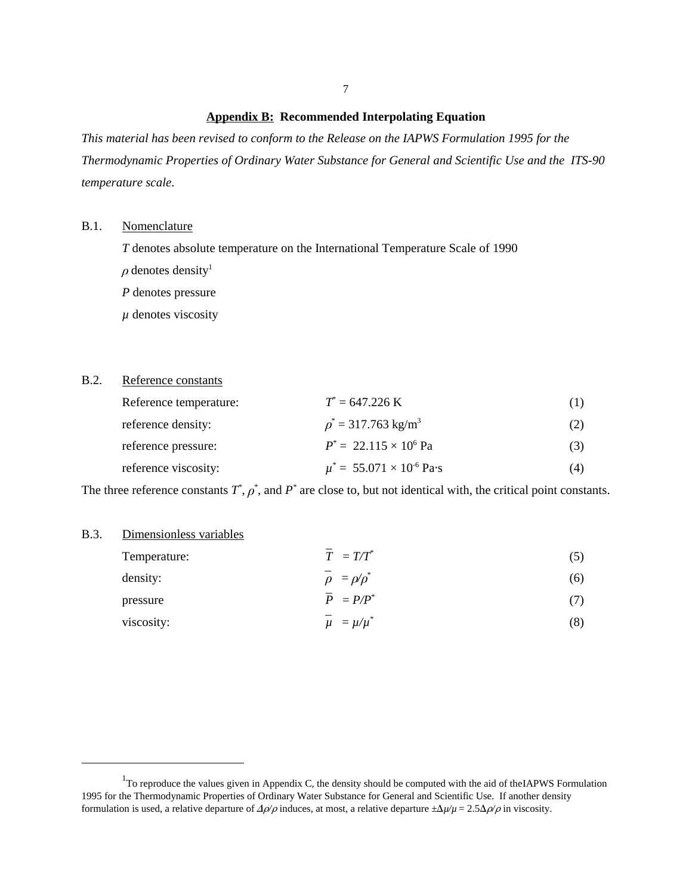## Appendix B: Recommended Interpolating Equation

*This material has been revised to conform to the Release on the IAPWS Formulation 1995 for the Thermodynamic Properties of Ordinary Water Substance for General and Scientific Use and the ITS-90 temperature scale.*

### B.1. Nomenclature

$T$ denotes absolute temperature on the International Temperature Scale of 1990

$\rho$ denotes density[1]

$P$ denotes pressure

$\mu$ denotes viscosity

### B.2. Reference constants

| | | |
|---|---|---|
| Reference temperature: | $T^* = 647.226$ K | (1) |
| reference density: | $\rho^* = 317.763$ kg/m$^3$ | (2) |
| reference pressure: | $P^* = 22.115 \times 10^6$ Pa | (3) |
| reference viscosity: | $\mu^* = 55.071 \times 10^{-6}$ Pa·s | (4) |

The three reference constants $T^*$, $\rho^*$, and $P^*$ are close to, but not identical with, the critical point constants.

### B.3. Dimensionless variables

| | | |
|---|---|---|
| Temperature: | $\bar{T} = T/T^*$ | (5) |
| density: | $\bar{\rho} = \rho/\rho^*$ | (6) |
| pressure | $\bar{P} = P/P^*$ | (7) |
| viscosity: | $\bar{\mu} = \mu/\mu^*$ | (8) |

---

[1] To reproduce the values given in Appendix C, the density should be computed with the aid of theIAPWS Formulation 1995 for the Thermodynamic Properties of Ordinary Water Substance for General and Scientific Use. If another density formulation is used, a relative departure of $\Delta\rho/\rho$ induces, at most, a relative departure $\pm\Delta\mu/\mu = 2.5\Delta\rho/\rho$ in viscosity.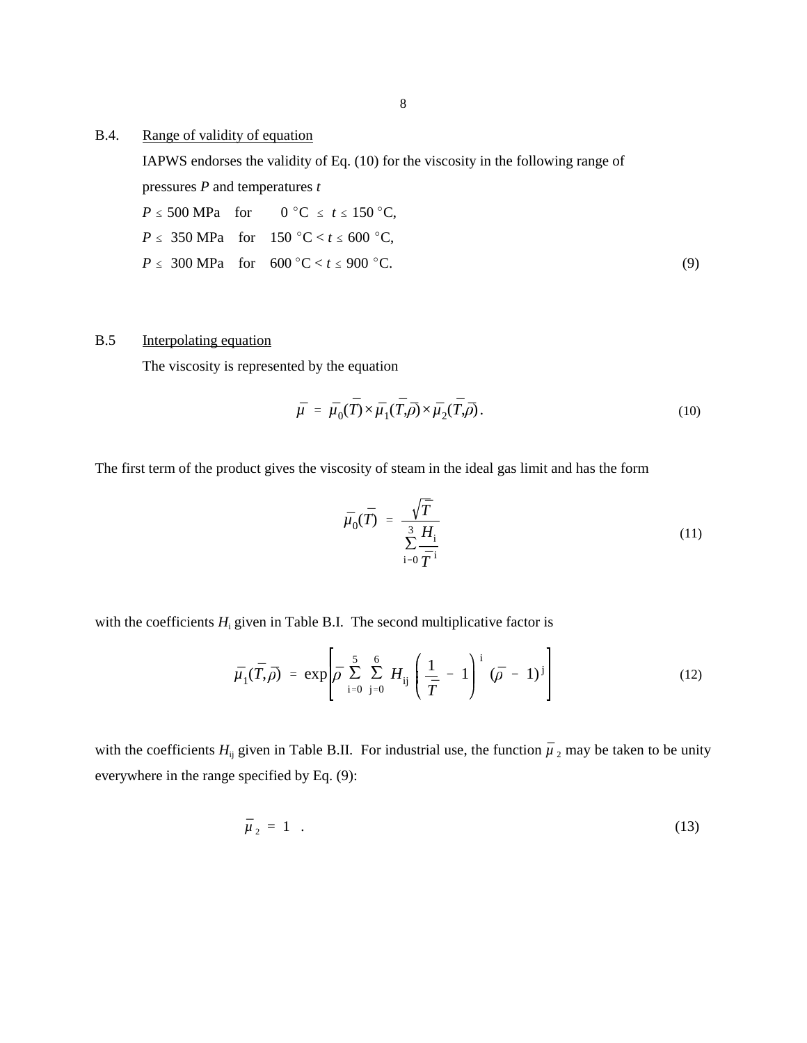B.4. Range of validity of equation

IAPWS endorses the validity of Eq. (10) for the viscosity in the following range of pressures $P$ and temperatures $t$

$$
\begin{aligned}
P &\leq 500 \text{ MPa} \quad \text{for} \quad 0\ ^\circ\text{C} \leq t \leq 150\ ^\circ\text{C}, \\
P &\leq 350 \text{ MPa} \quad \text{for} \quad 150\ ^\circ\text{C} < t \leq 600\ ^\circ\text{C}, \\
P &\leq 300 \text{ MPa} \quad \text{for} \quad 600\ ^\circ\text{C} < t \leq 900\ ^\circ\text{C}.
\end{aligned} \tag{9}
$$

B.5 Interpolating equation

The viscosity is represented by the equation

$$\bar{\mu} = \bar{\mu}_0(\bar{T}) \times \bar{\mu}_1(\bar{T},\bar{\rho}) \times \bar{\mu}_2(\bar{T},\bar{\rho}). \tag{10}$$

The first term of the product gives the viscosity of steam in the ideal gas limit and has the form

$$\bar{\mu}_0(\bar{T}) = \frac{\sqrt{\bar{T}}}{\sum\limits_{i=0}^{3} \dfrac{H_i}{\bar{T}^{\,i}}} \tag{11}$$

with the coefficients $H_i$ given in Table B.I. The second multiplicative factor is

$$\bar{\mu}_1(\bar{T},\bar{\rho}) = \exp\left[\bar{\rho} \sum_{i=0}^{5} \sum_{j=0}^{6} H_{ij} \left(\frac{1}{\bar{T}} - 1\right)^{i} (\bar{\rho} - 1)^{j}\right] \tag{12}$$

with the coefficients $H_{ij}$ given in Table B.II. For industrial use, the function $\bar{\mu}_2$ may be taken to be unity everywhere in the range specified by Eq. (9):

$$\bar{\mu}_2 = 1 \ . \tag{13}$$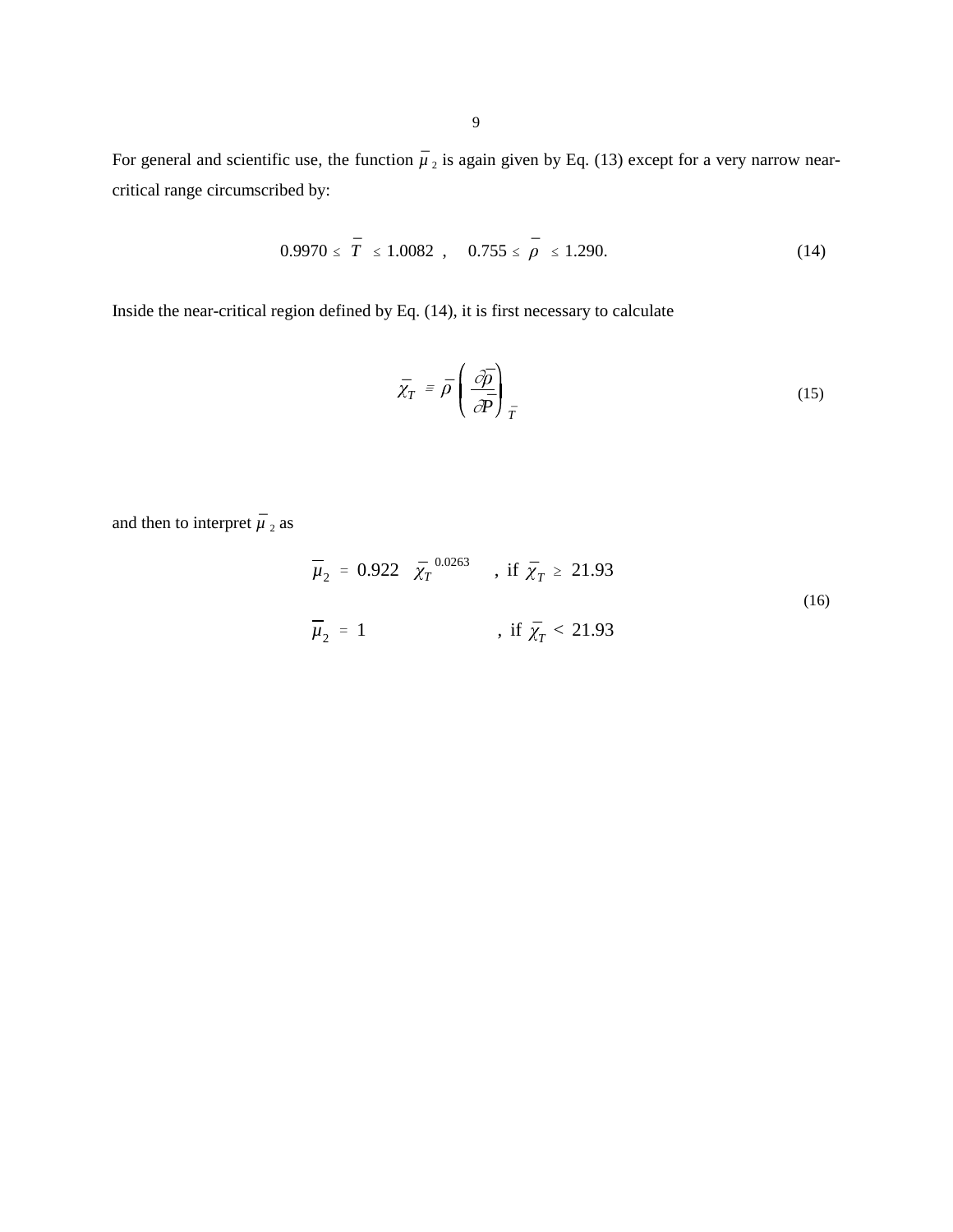For general and scientific use, the function $\bar{\mu}_2$ is again given by Eq. (13) except for a very narrow near-critical range circumscribed by:

$$0.9970 \leq \bar{T} \leq 1.0082 \ , \quad 0.755 \leq \bar{\rho} \leq 1.290. \tag{14}$$

Inside the near-critical region defined by Eq. (14), it is first necessary to calculate

$$\bar{\chi}_T \equiv \bar{\rho} \left( \frac{\partial \bar{\rho}}{\partial \bar{P}} \right)_{\bar{T}} \tag{15}$$

and then to interpret $\bar{\mu}_2$ as

$$\begin{aligned} \bar{\mu}_2 &= 0.922 \ \bar{\chi}_T^{\ 0.0263} \quad , \text{ if } \bar{\chi}_T \geq 21.93 \\ \bar{\mu}_2 &= 1 \qquad\qquad\qquad , \text{ if } \bar{\chi}_T < 21.93 \end{aligned} \tag{16}$$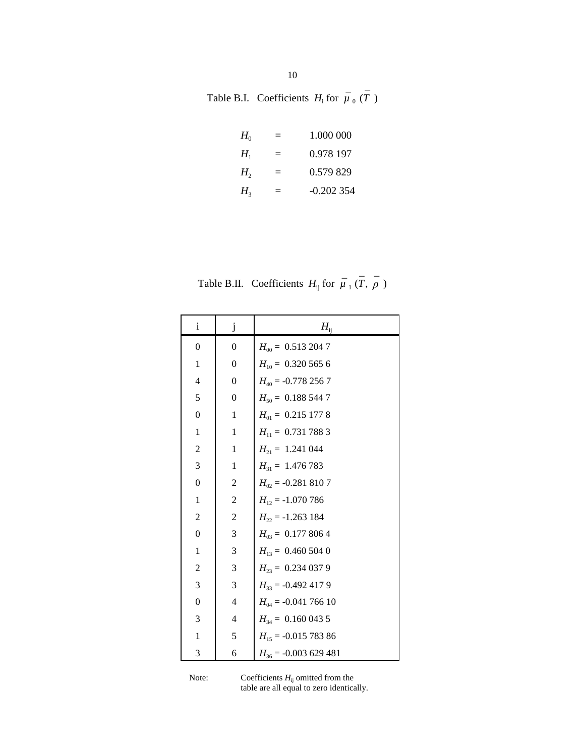Table B.I. Coefficients $H_i$ for $\bar{\mu}_0(\bar{T})$

| | | |
|---|---|---|
| $H_0$ | = | 1.000 000 |
| $H_1$ | = | 0.978 197 |
| $H_2$ | = | 0.579 829 |
| $H_3$ | = | -0.202 354 |

Table B.II. Coefficients $H_{ij}$ for $\bar{\mu}_1(\bar{T}, \bar{\rho})$

| i | j | $H_{ij}$ |
|---|---|---|
| 0 | 0 | $H_{00}$ = 0.513 204 7 |
| 1 | 0 | $H_{10}$ = 0.320 565 6 |
| 4 | 0 | $H_{40}$ = -0.778 256 7 |
| 5 | 0 | $H_{50}$ = 0.188 544 7 |
| 0 | 1 | $H_{01}$ = 0.215 177 8 |
| 1 | 1 | $H_{11}$ = 0.731 788 3 |
| 2 | 1 | $H_{21}$ = 1.241 044 |
| 3 | 1 | $H_{31}$ = 1.476 783 |
| 0 | 2 | $H_{02}$ = -0.281 810 7 |
| 1 | 2 | $H_{12}$ = -1.070 786 |
| 2 | 2 | $H_{22}$ = -1.263 184 |
| 0 | 3 | $H_{03}$ = 0.177 806 4 |
| 1 | 3 | $H_{13}$ = 0.460 504 0 |
| 2 | 3 | $H_{23}$ = 0.234 037 9 |
| 3 | 3 | $H_{33}$ = -0.492 417 9 |
| 0 | 4 | $H_{04}$ = -0.041 766 10 |
| 3 | 4 | $H_{34}$ = 0.160 043 5 |
| 1 | 5 | $H_{15}$ = -0.015 783 86 |
| 3 | 6 | $H_{36}$ = -0.003 629 481 |

Note: Coefficients $H_{ij}$ omitted from the table are all equal to zero identically.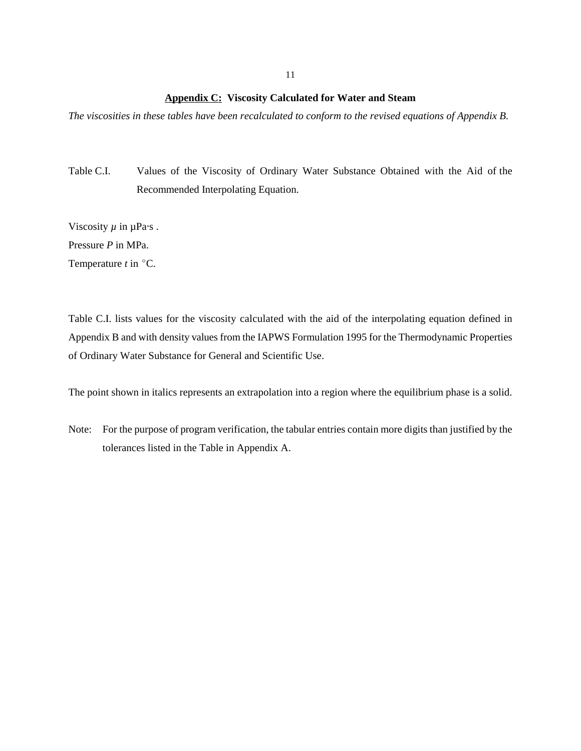## <u>Appendix C:</u> Viscosity Calculated for Water and Steam

*The viscosities in these tables have been recalculated to conform to the revised equations of Appendix B.*

Table C.I. Values of the Viscosity of Ordinary Water Substance Obtained with the Aid of the Recommended Interpolating Equation.

Viscosity $\mu$ in μPa·s .
Pressure $P$ in MPa.
Temperature $t$ in °C.

Table C.I. lists values for the viscosity calculated with the aid of the interpolating equation defined in Appendix B and with density values from the IAPWS Formulation 1995 for the Thermodynamic Properties of Ordinary Water Substance for General and Scientific Use.

The point shown in italics represents an extrapolation into a region where the equilibrium phase is a solid.

Note: For the purpose of program verification, the tabular entries contain more digits than justified by the tolerances listed in the Table in Appendix A.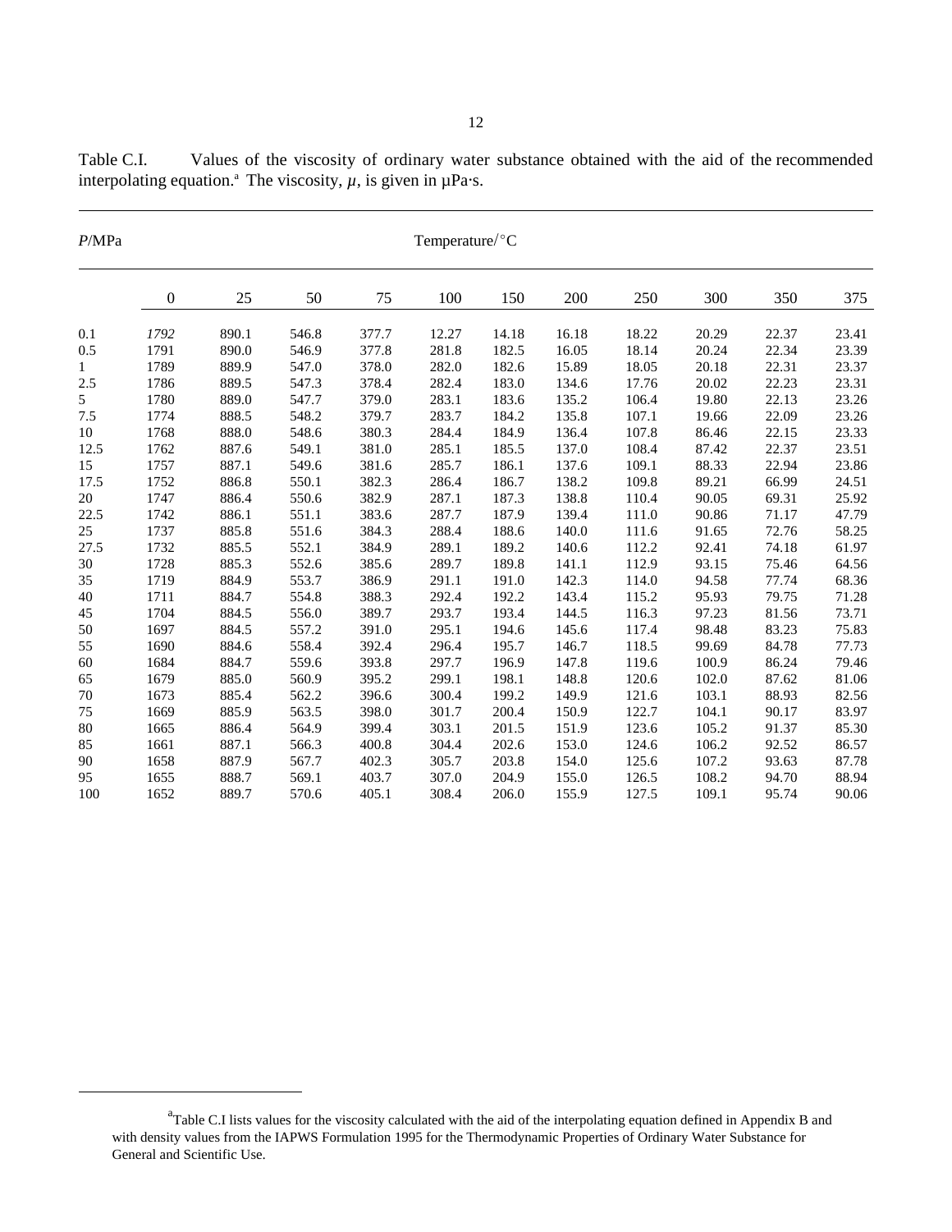Table C.I. Values of the viscosity of ordinary water substance obtained with the aid of the recommended interpolating equation.[a] The viscosity, $\mu$, is given in μPa·s.

| $P$/MPa | Temperature/°C | | | | | | | | | | |
|---|---|---|---|---|---|---|---|---|---|---|---|
| | 0 | 25 | 50 | 75 | 100 | 150 | 200 | 250 | 300 | 350 | 375 |
| 0.1 | *1792* | 890.1 | 546.8 | 377.7 | 12.27 | 14.18 | 16.18 | 18.22 | 20.29 | 22.37 | 23.41 |
| 0.5 | 1791 | 890.0 | 546.9 | 377.8 | 281.8 | 182.5 | 16.05 | 18.14 | 20.24 | 22.34 | 23.39 |
| 1 | 1789 | 889.9 | 547.0 | 378.0 | 282.0 | 182.6 | 15.89 | 18.05 | 20.18 | 22.31 | 23.37 |
| 2.5 | 1786 | 889.5 | 547.3 | 378.4 | 282.4 | 183.0 | 134.6 | 17.76 | 20.02 | 22.23 | 23.31 |
| 5 | 1780 | 889.0 | 547.7 | 379.0 | 283.1 | 183.6 | 135.2 | 106.4 | 19.80 | 22.13 | 23.26 |
| 7.5 | 1774 | 888.5 | 548.2 | 379.7 | 283.7 | 184.2 | 135.8 | 107.1 | 19.66 | 22.09 | 23.26 |
| 10 | 1768 | 888.0 | 548.6 | 380.3 | 284.4 | 184.9 | 136.4 | 107.8 | 86.46 | 22.15 | 23.33 |
| 12.5 | 1762 | 887.6 | 549.1 | 381.0 | 285.1 | 185.5 | 137.0 | 108.4 | 87.42 | 22.37 | 23.51 |
| 15 | 1757 | 887.1 | 549.6 | 381.6 | 285.7 | 186.1 | 137.6 | 109.1 | 88.33 | 22.94 | 23.86 |
| 17.5 | 1752 | 886.8 | 550.1 | 382.3 | 286.4 | 186.7 | 138.2 | 109.8 | 89.21 | 66.99 | 24.51 |
| 20 | 1747 | 886.4 | 550.6 | 382.9 | 287.1 | 187.3 | 138.8 | 110.4 | 90.05 | 69.31 | 25.92 |
| 22.5 | 1742 | 886.1 | 551.1 | 383.6 | 287.7 | 187.9 | 139.4 | 111.0 | 90.86 | 71.17 | 47.79 |
| 25 | 1737 | 885.8 | 551.6 | 384.3 | 288.4 | 188.6 | 140.0 | 111.6 | 91.65 | 72.76 | 58.25 |
| 27.5 | 1732 | 885.5 | 552.1 | 384.9 | 289.1 | 189.2 | 140.6 | 112.2 | 92.41 | 74.18 | 61.97 |
| 30 | 1728 | 885.3 | 552.6 | 385.6 | 289.7 | 189.8 | 141.1 | 112.9 | 93.15 | 75.46 | 64.56 |
| 35 | 1719 | 884.9 | 553.7 | 386.9 | 291.1 | 191.0 | 142.3 | 114.0 | 94.58 | 77.74 | 68.36 |
| 40 | 1711 | 884.7 | 554.8 | 388.3 | 292.4 | 192.2 | 143.4 | 115.2 | 95.93 | 79.75 | 71.28 |
| 45 | 1704 | 884.5 | 556.0 | 389.7 | 293.7 | 193.4 | 144.5 | 116.3 | 97.23 | 81.56 | 73.71 |
| 50 | 1697 | 884.5 | 557.2 | 391.0 | 295.1 | 194.6 | 145.6 | 117.4 | 98.48 | 83.23 | 75.83 |
| 55 | 1690 | 884.6 | 558.4 | 392.4 | 296.4 | 195.7 | 146.7 | 118.5 | 99.69 | 84.78 | 77.73 |
| 60 | 1684 | 884.7 | 559.6 | 393.8 | 297.7 | 196.9 | 147.8 | 119.6 | 100.9 | 86.24 | 79.46 |
| 65 | 1679 | 885.0 | 560.9 | 395.2 | 299.1 | 198.1 | 148.8 | 120.6 | 102.0 | 87.62 | 81.06 |
| 70 | 1673 | 885.4 | 562.2 | 396.6 | 300.4 | 199.2 | 149.9 | 121.6 | 103.1 | 88.93 | 82.56 |
| 75 | 1669 | 885.9 | 563.5 | 398.0 | 301.7 | 200.4 | 150.9 | 122.7 | 104.1 | 90.17 | 83.97 |
| 80 | 1665 | 886.4 | 564.9 | 399.4 | 303.1 | 201.5 | 151.9 | 123.6 | 105.2 | 91.37 | 85.30 |
| 85 | 1661 | 887.1 | 566.3 | 400.8 | 304.4 | 202.6 | 153.0 | 124.6 | 106.2 | 92.52 | 86.57 |
| 90 | 1658 | 887.9 | 567.7 | 402.3 | 305.7 | 203.8 | 154.0 | 125.6 | 107.2 | 93.63 | 87.78 |
| 95 | 1655 | 888.7 | 569.1 | 403.7 | 307.0 | 204.9 | 155.0 | 126.5 | 108.2 | 94.70 | 88.94 |
| 100 | 1652 | 889.7 | 570.6 | 405.1 | 308.4 | 206.0 | 155.9 | 127.5 | 109.1 | 95.74 | 90.06 |

[a] Table C.I lists values for the viscosity calculated with the aid of the interpolating equation defined in Appendix B and with density values from the IAPWS Formulation 1995 for the Thermodynamic Properties of Ordinary Water Substance for General and Scientific Use.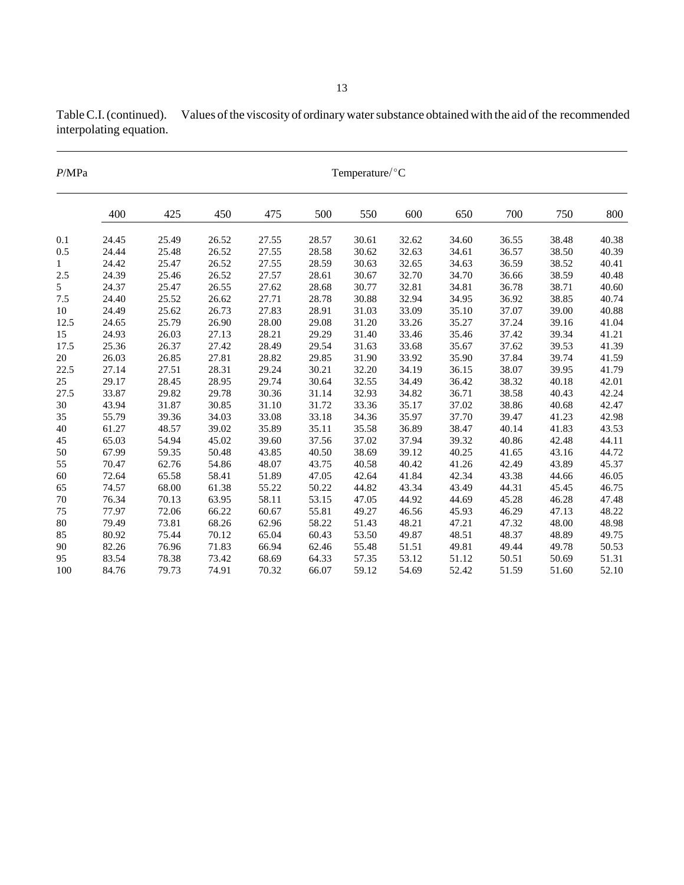Table C.I. (continued). Values of the viscosity of ordinary water substance obtained with the aid of the recommended interpolating equation.

| $P$/MPa | Temperature/°C | | | | | | | | | | |
|---|---|---|---|---|---|---|---|---|---|---|---|
| | 400 | 425 | 450 | 475 | 500 | 550 | 600 | 650 | 700 | 750 | 800 |
| 0.1 | 24.45 | 25.49 | 26.52 | 27.55 | 28.57 | 30.61 | 32.62 | 34.60 | 36.55 | 38.48 | 40.38 |
| 0.5 | 24.44 | 25.48 | 26.52 | 27.55 | 28.58 | 30.62 | 32.63 | 34.61 | 36.57 | 38.50 | 40.39 |
| 1 | 24.42 | 25.47 | 26.52 | 27.55 | 28.59 | 30.63 | 32.65 | 34.63 | 36.59 | 38.52 | 40.41 |
| 2.5 | 24.39 | 25.46 | 26.52 | 27.57 | 28.61 | 30.67 | 32.70 | 34.70 | 36.66 | 38.59 | 40.48 |
| 5 | 24.37 | 25.47 | 26.55 | 27.62 | 28.68 | 30.77 | 32.81 | 34.81 | 36.78 | 38.71 | 40.60 |
| 7.5 | 24.40 | 25.52 | 26.62 | 27.71 | 28.78 | 30.88 | 32.94 | 34.95 | 36.92 | 38.85 | 40.74 |
| 10 | 24.49 | 25.62 | 26.73 | 27.83 | 28.91 | 31.03 | 33.09 | 35.10 | 37.07 | 39.00 | 40.88 |
| 12.5 | 24.65 | 25.79 | 26.90 | 28.00 | 29.08 | 31.20 | 33.26 | 35.27 | 37.24 | 39.16 | 41.04 |
| 15 | 24.93 | 26.03 | 27.13 | 28.21 | 29.29 | 31.40 | 33.46 | 35.46 | 37.42 | 39.34 | 41.21 |
| 17.5 | 25.36 | 26.37 | 27.42 | 28.49 | 29.54 | 31.63 | 33.68 | 35.67 | 37.62 | 39.53 | 41.39 |
| 20 | 26.03 | 26.85 | 27.81 | 28.82 | 29.85 | 31.90 | 33.92 | 35.90 | 37.84 | 39.74 | 41.59 |
| 22.5 | 27.14 | 27.51 | 28.31 | 29.24 | 30.21 | 32.20 | 34.19 | 36.15 | 38.07 | 39.95 | 41.79 |
| 25 | 29.17 | 28.45 | 28.95 | 29.74 | 30.64 | 32.55 | 34.49 | 36.42 | 38.32 | 40.18 | 42.01 |
| 27.5 | 33.87 | 29.82 | 29.78 | 30.36 | 31.14 | 32.93 | 34.82 | 36.71 | 38.58 | 40.43 | 42.24 |
| 30 | 43.94 | 31.87 | 30.85 | 31.10 | 31.72 | 33.36 | 35.17 | 37.02 | 38.86 | 40.68 | 42.47 |
| 35 | 55.79 | 39.36 | 34.03 | 33.08 | 33.18 | 34.36 | 35.97 | 37.70 | 39.47 | 41.23 | 42.98 |
| 40 | 61.27 | 48.57 | 39.02 | 35.89 | 35.11 | 35.58 | 36.89 | 38.47 | 40.14 | 41.83 | 43.53 |
| 45 | 65.03 | 54.94 | 45.02 | 39.60 | 37.56 | 37.02 | 37.94 | 39.32 | 40.86 | 42.48 | 44.11 |
| 50 | 67.99 | 59.35 | 50.48 | 43.85 | 40.50 | 38.69 | 39.12 | 40.25 | 41.65 | 43.16 | 44.72 |
| 55 | 70.47 | 62.76 | 54.86 | 48.07 | 43.75 | 40.58 | 40.42 | 41.26 | 42.49 | 43.89 | 45.37 |
| 60 | 72.64 | 65.58 | 58.41 | 51.89 | 47.05 | 42.64 | 41.84 | 42.34 | 43.38 | 44.66 | 46.05 |
| 65 | 74.57 | 68.00 | 61.38 | 55.22 | 50.22 | 44.82 | 43.34 | 43.49 | 44.31 | 45.45 | 46.75 |
| 70 | 76.34 | 70.13 | 63.95 | 58.11 | 53.15 | 47.05 | 44.92 | 44.69 | 45.28 | 46.28 | 47.48 |
| 75 | 77.97 | 72.06 | 66.22 | 60.67 | 55.81 | 49.27 | 46.56 | 45.93 | 46.29 | 47.13 | 48.22 |
| 80 | 79.49 | 73.81 | 68.26 | 62.96 | 58.22 | 51.43 | 48.21 | 47.21 | 47.32 | 48.00 | 48.98 |
| 85 | 80.92 | 75.44 | 70.12 | 65.04 | 60.43 | 53.50 | 49.87 | 48.51 | 48.37 | 48.89 | 49.75 |
| 90 | 82.26 | 76.96 | 71.83 | 66.94 | 62.46 | 55.48 | 51.51 | 49.81 | 49.44 | 49.78 | 50.53 |
| 95 | 83.54 | 78.38 | 73.42 | 68.69 | 64.33 | 57.35 | 53.12 | 51.12 | 50.51 | 50.69 | 51.31 |
| 100 | 84.76 | 79.73 | 74.91 | 70.32 | 66.07 | 59.12 | 54.69 | 52.42 | 51.59 | 51.60 | 52.10 |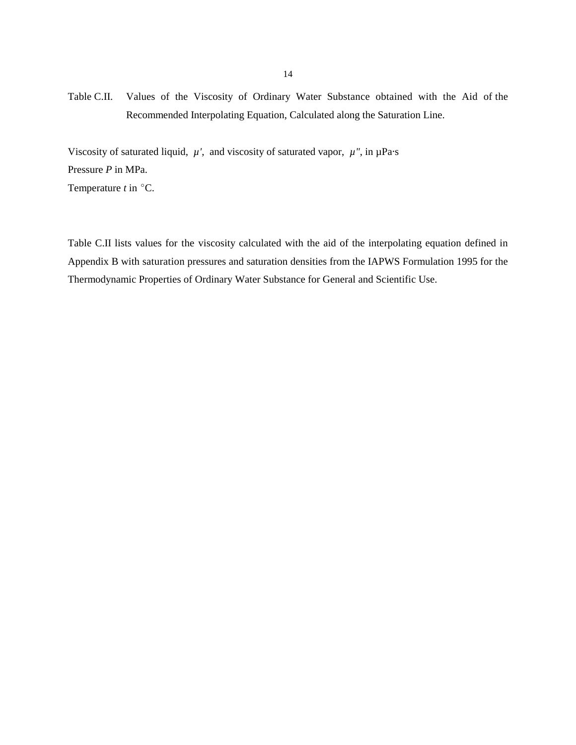Table C.II. Values of the Viscosity of Ordinary Water Substance obtained with the Aid of the Recommended Interpolating Equation, Calculated along the Saturation Line.

Viscosity of saturated liquid, $\mu'$, and viscosity of saturated vapor, $\mu''$, in μPa·s
Pressure $P$ in MPa.
Temperature $t$ in °C.

Table C.II lists values for the viscosity calculated with the aid of the interpolating equation defined in Appendix B with saturation pressures and saturation densities from the IAPWS Formulation 1995 for the Thermodynamic Properties of Ordinary Water Substance for General and Scientific Use.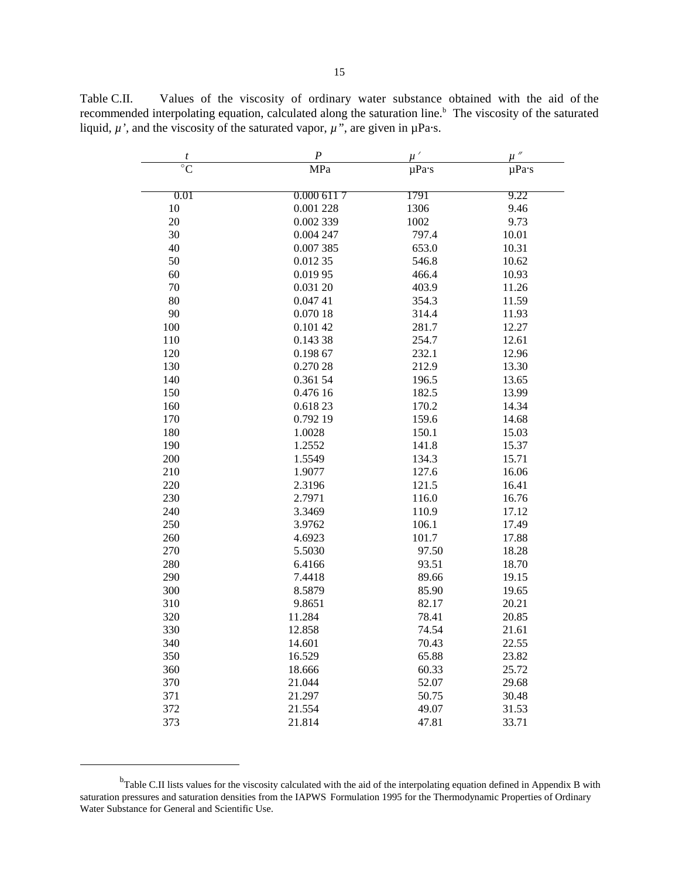Table C.II. Values of the viscosity of ordinary water substance obtained with the aid of the recommended interpolating equation, calculated along the saturation line.[b] The viscosity of the saturated liquid, $\mu'$, and the viscosity of the saturated vapor, $\mu''$, are given in μPa·s.

| $t$ | $P$ | $\mu'$ | $\mu''$ |
|---|---|---|---|
| °C | MPa | μPa·s | μPa·s |
| 0.01 | 0.000 611 7 | 1791 | 9.22 |
| 10 | 0.001 228 | 1306 | 9.46 |
| 20 | 0.002 339 | 1002 | 9.73 |
| 30 | 0.004 247 | 797.4 | 10.01 |
| 40 | 0.007 385 | 653.0 | 10.31 |
| 50 | 0.012 35 | 546.8 | 10.62 |
| 60 | 0.019 95 | 466.4 | 10.93 |
| 70 | 0.031 20 | 403.9 | 11.26 |
| 80 | 0.047 41 | 354.3 | 11.59 |
| 90 | 0.070 18 | 314.4 | 11.93 |
| 100 | 0.101 42 | 281.7 | 12.27 |
| 110 | 0.143 38 | 254.7 | 12.61 |
| 120 | 0.198 67 | 232.1 | 12.96 |
| 130 | 0.270 28 | 212.9 | 13.30 |
| 140 | 0.361 54 | 196.5 | 13.65 |
| 150 | 0.476 16 | 182.5 | 13.99 |
| 160 | 0.618 23 | 170.2 | 14.34 |
| 170 | 0.792 19 | 159.6 | 14.68 |
| 180 | 1.0028 | 150.1 | 15.03 |
| 190 | 1.2552 | 141.8 | 15.37 |
| 200 | 1.5549 | 134.3 | 15.71 |
| 210 | 1.9077 | 127.6 | 16.06 |
| 220 | 2.3196 | 121.5 | 16.41 |
| 230 | 2.7971 | 116.0 | 16.76 |
| 240 | 3.3469 | 110.9 | 17.12 |
| 250 | 3.9762 | 106.1 | 17.49 |
| 260 | 4.6923 | 101.7 | 17.88 |
| 270 | 5.5030 | 97.50 | 18.28 |
| 280 | 6.4166 | 93.51 | 18.70 |
| 290 | 7.4418 | 89.66 | 19.15 |
| 300 | 8.5879 | 85.90 | 19.65 |
| 310 | 9.8651 | 82.17 | 20.21 |
| 320 | 11.284 | 78.41 | 20.85 |
| 330 | 12.858 | 74.54 | 21.61 |
| 340 | 14.601 | 70.43 | 22.55 |
| 350 | 16.529 | 65.88 | 23.82 |
| 360 | 18.666 | 60.33 | 25.72 |
| 370 | 21.044 | 52.07 | 29.68 |
| 371 | 21.297 | 50.75 | 30.48 |
| 372 | 21.554 | 49.07 | 31.53 |
| 373 | 21.814 | 47.81 | 33.71 |

[b]Table C.II lists values for the viscosity calculated with the aid of the interpolating equation defined in Appendix B with saturation pressures and saturation densities from the IAPWS Formulation 1995 for the Thermodynamic Properties of Ordinary Water Substance for General and Scientific Use.